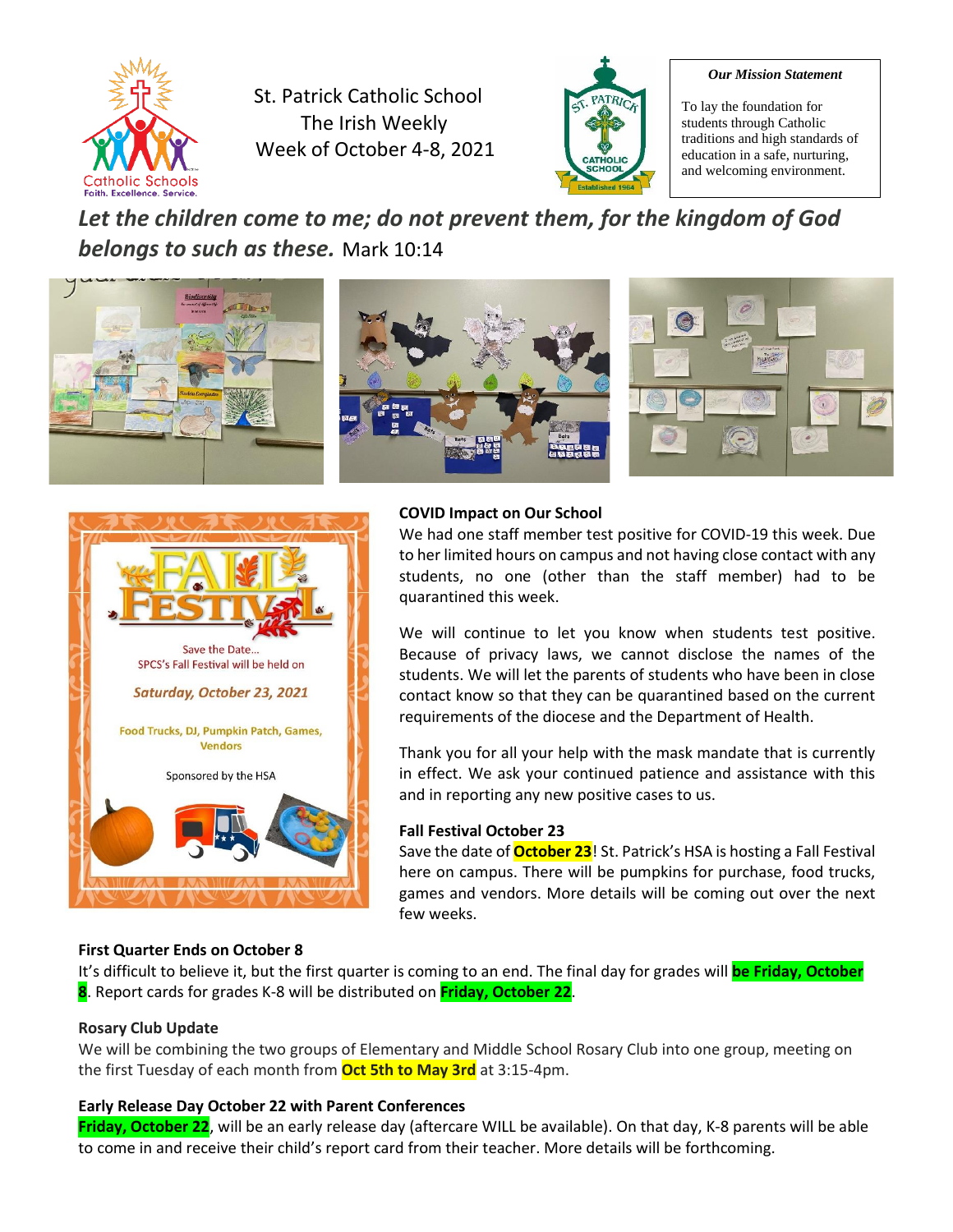St. Patrick Catholic School
The Irish Weekly
Week of October 4-8, 2021

***Our Mission Statement***

To lay the foundation for students through Catholic traditions and high standards of education in a safe, nurturing, and welcoming environment.

***Let the children come to me; do not prevent them, for the kingdom of God belongs to such as these.*** Mark 10:14

FALL FESTIVAL

Save the Date...
SPCS's Fall Festival will be held on

*Saturday, October 23, 2021*

Food Trucks, DJ, Pumpkin Patch, Games, Vendors

Sponsored by the HSA

**COVID Impact on Our School**

We had one staff member test positive for COVID-19 this week. Due to her limited hours on campus and not having close contact with any students, no one (other than the staff member) had to be quarantined this week.

We will continue to let you know when students test positive. Because of privacy laws, we cannot disclose the names of the students. We will let the parents of students who have been in close contact know so that they can be quarantined based on the current requirements of the diocese and the Department of Health.

Thank you for all your help with the mask mandate that is currently in effect. We ask your continued patience and assistance with this and in reporting any new positive cases to us.

**Fall Festival October 23**

Save the date of **October 23**! St. Patrick's HSA is hosting a Fall Festival here on campus. There will be pumpkins for purchase, food trucks, games and vendors. More details will be coming out over the next few weeks.

**First Quarter Ends on October 8**

It's difficult to believe it, but the first quarter is coming to an end. The final day for grades will **be Friday, October 8**. Report cards for grades K-8 will be distributed on **Friday, October 22**.

**Rosary Club Update**

We will be combining the two groups of Elementary and Middle School Rosary Club into one group, meeting on the first Tuesday of each month from **Oct 5th to May 3rd** at 3:15-4pm.

**Early Release Day October 22 with Parent Conferences**

**Friday, October 22**, will be an early release day (aftercare WILL be available). On that day, K-8 parents will be able to come in and receive their child's report card from their teacher. More details will be forthcoming.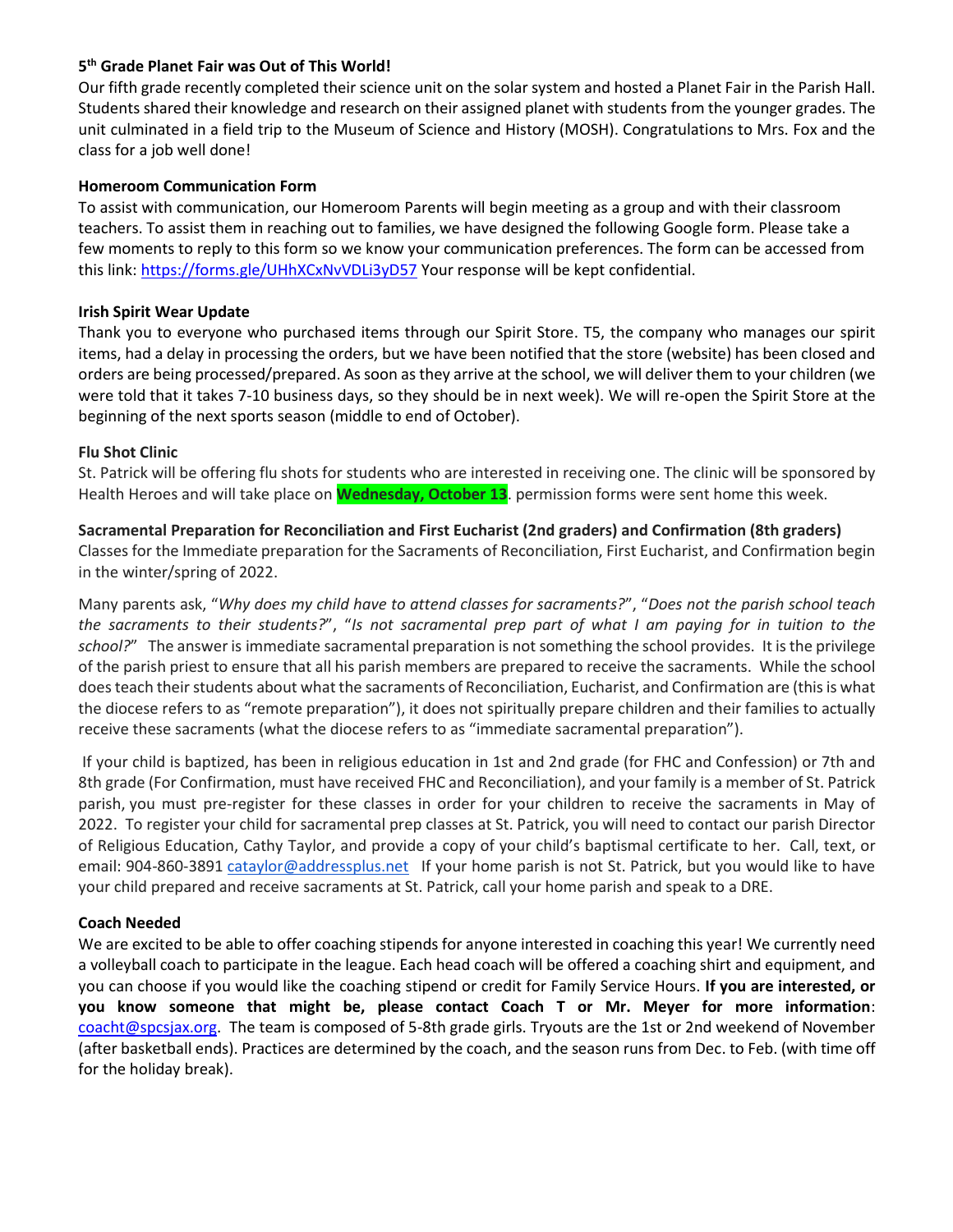### 5th Grade Planet Fair was Out of This World!

Our fifth grade recently completed their science unit on the solar system and hosted a Planet Fair in the Parish Hall. Students shared their knowledge and research on their assigned planet with students from the younger grades. The unit culminated in a field trip to the Museum of Science and History (MOSH). Congratulations to Mrs. Fox and the class for a job well done!

### Homeroom Communication Form

To assist with communication, our Homeroom Parents will begin meeting as a group and with their classroom teachers. To assist them in reaching out to families, we have designed the following Google form. Please take a few moments to reply to this form so we know your communication preferences. The form can be accessed from this link: https://forms.gle/UHhXCxNvVDLi3yD57 Your response will be kept confidential.

### Irish Spirit Wear Update

Thank you to everyone who purchased items through our Spirit Store. T5, the company who manages our spirit items, had a delay in processing the orders, but we have been notified that the store (website) has been closed and orders are being processed/prepared. As soon as they arrive at the school, we will deliver them to your children (we were told that it takes 7-10 business days, so they should be in next week). We will re-open the Spirit Store at the beginning of the next sports season (middle to end of October).

### Flu Shot Clinic

St. Patrick will be offering flu shots for students who are interested in receiving one. The clinic will be sponsored by Health Heroes and will take place on **Wednesday, October 13**. permission forms were sent home this week.

### Sacramental Preparation for Reconciliation and First Eucharist (2nd graders) and Confirmation (8th graders)

Classes for the Immediate preparation for the Sacraments of Reconciliation, First Eucharist, and Confirmation begin in the winter/spring of 2022.

Many parents ask, "*Why does my child have to attend classes for sacraments?*", "*Does not the parish school teach the sacraments to their students?*", "*Is not sacramental prep part of what I am paying for in tuition to the school?*" The answer is immediate sacramental preparation is not something the school provides. It is the privilege of the parish priest to ensure that all his parish members are prepared to receive the sacraments. While the school does teach their students about what the sacraments of Reconciliation, Eucharist, and Confirmation are (this is what the diocese refers to as "remote preparation"), it does not spiritually prepare children and their families to actually receive these sacraments (what the diocese refers to as "immediate sacramental preparation").

If your child is baptized, has been in religious education in 1st and 2nd grade (for FHC and Confession) or 7th and 8th grade (For Confirmation, must have received FHC and Reconciliation), and your family is a member of St. Patrick parish, you must pre-register for these classes in order for your children to receive the sacraments in May of 2022. To register your child for sacramental prep classes at St. Patrick, you will need to contact our parish Director of Religious Education, Cathy Taylor, and provide a copy of your child's baptismal certificate to her. Call, text, or email: 904-860-3891 cataylor@addressplus.net If your home parish is not St. Patrick, but you would like to have your child prepared and receive sacraments at St. Patrick, call your home parish and speak to a DRE.

### Coach Needed

We are excited to be able to offer coaching stipends for anyone interested in coaching this year! We currently need a volleyball coach to participate in the league. Each head coach will be offered a coaching shirt and equipment, and you can choose if you would like the coaching stipend or credit for Family Service Hours. **If you are interested, or you know someone that might be, please contact Coach T or Mr. Meyer for more information**: coacht@spcsjax.org. The team is composed of 5-8th grade girls. Tryouts are the 1st or 2nd weekend of November (after basketball ends). Practices are determined by the coach, and the season runs from Dec. to Feb. (with time off for the holiday break).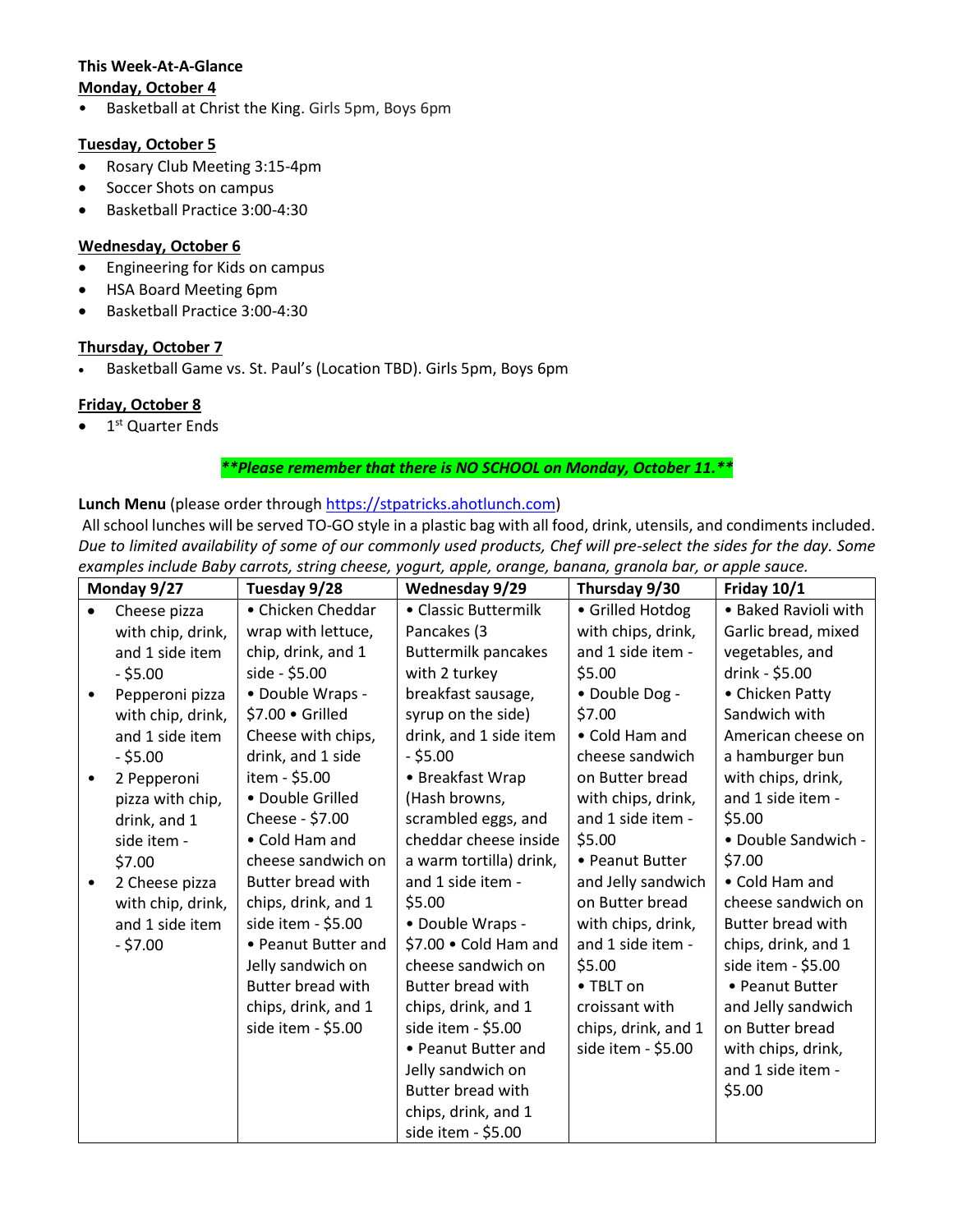**This Week-At-A-Glance**

**Monday, October 4**

- Basketball at Christ the King. Girls 5pm, Boys 6pm

**Tuesday, October 5**

- Rosary Club Meeting 3:15-4pm
- Soccer Shots on campus
- Basketball Practice 3:00-4:30

**Wednesday, October 6**

- Engineering for Kids on campus
- HSA Board Meeting 6pm
- Basketball Practice 3:00-4:30

**Thursday, October 7**

- Basketball Game vs. St. Paul's (Location TBD). Girls 5pm, Boys 6pm

**Friday, October 8**

- 1st Quarter Ends

***\*\*Please remember that there is NO SCHOOL on Monday, October 11.\*\****

**Lunch Menu** (please order through https://stpatricks.ahotlunch.com)

All school lunches will be served TO-GO style in a plastic bag with all food, drink, utensils, and condiments included. *Due to limited availability of some of our commonly used products, Chef will pre-select the sides for the day. Some examples include Baby carrots, string cheese, yogurt, apple, orange, banana, granola bar, or apple sauce.*

| Monday 9/27 | Tuesday 9/28 | Wednesday 9/29 | Thursday 9/30 | Friday 10/1 |
|---|---|---|---|---|
| • Cheese pizza with chip, drink, and 1 side item - $5.00<br>• Pepperoni pizza with chip, drink, and 1 side item - $5.00<br>• 2 Pepperoni pizza with chip, drink, and 1 side item - $7.00<br>• 2 Cheese pizza with chip, drink, and 1 side item - $7.00 | • Chicken Cheddar wrap with lettuce, chip, drink, and 1 side - $5.00<br>• Double Wraps - $7.00 • Grilled Cheese with chips, drink, and 1 side item - $5.00<br>• Double Grilled Cheese - $7.00<br>• Cold Ham and cheese sandwich on Butter bread with chips, drink, and 1 side item - $5.00<br>• Peanut Butter and Jelly sandwich on Butter bread with chips, drink, and 1 side item - $5.00 | • Classic Buttermilk Pancakes (3 Buttermilk pancakes with 2 turkey breakfast sausage, syrup on the side) drink, and 1 side item - $5.00<br>• Breakfast Wrap (Hash browns, scrambled eggs, and cheddar cheese inside a warm tortilla) drink, and 1 side item - $5.00<br>• Double Wraps - $7.00 • Cold Ham and cheese sandwich on Butter bread with chips, drink, and 1 side item - $5.00<br>• Peanut Butter and Jelly sandwich on Butter bread with chips, drink, and 1 side item - $5.00 | • Grilled Hotdog with chips, drink, and 1 side item - $5.00<br>• Double Dog - $7.00<br>• Cold Ham and cheese sandwich on Butter bread with chips, drink, and 1 side item - $5.00<br>• Peanut Butter and Jelly sandwich on Butter bread with chips, drink, and 1 side item - $5.00<br>• TBLT on croissant with chips, drink, and 1 side item - $5.00 | • Baked Ravioli with Garlic bread, mixed vegetables, and drink - $5.00<br>• Chicken Patty Sandwich with American cheese on a hamburger bun with chips, drink, and 1 side item - $5.00<br>• Double Sandwich - $7.00<br>• Cold Ham and cheese sandwich on Butter bread with chips, drink, and 1 side item - $5.00<br>• Peanut Butter and Jelly sandwich on Butter bread with chips, drink, and 1 side item - $5.00 |